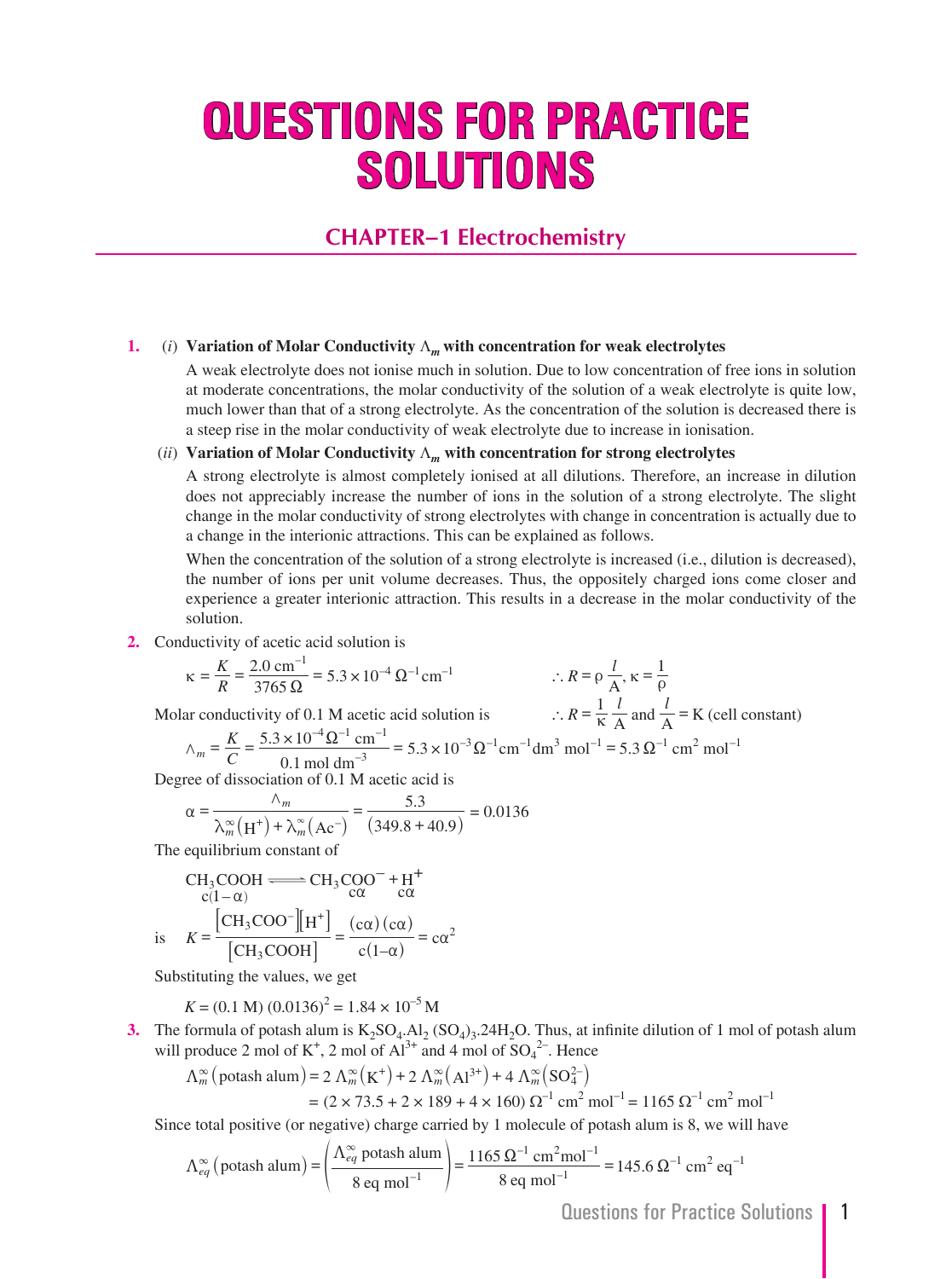# QUESTIONS FOR PRACTICE SOLUTIONS

## CHAPTER–1 Electrochemistry

**1.** (*i*) **Variation of Molar Conductivity $\Lambda_m$ with concentration for weak electrolytes**

A weak electrolyte does not ionise much in solution. Due to low concentration of free ions in solution at moderate concentrations, the molar conductivity of the solution of a weak electrolyte is quite low, much lower than that of a strong electrolyte. As the concentration of the solution is decreased there is a steep rise in the molar conductivity of weak electrolyte due to increase in ionisation.

(*ii*) **Variation of Molar Conductivity $\Lambda_m$ with concentration for strong electrolytes**

A strong electrolyte is almost completely ionised at all dilutions. Therefore, an increase in dilution does not appreciably increase the number of ions in the solution of a strong electrolyte. The slight change in the molar conductivity of strong electrolytes with change in concentration is actually due to a change in the interionic attractions. This can be explained as follows.

When the concentration of the solution of a strong electrolyte is increased (i.e., dilution is decreased), the number of ions per unit volume decreases. Thus, the oppositely charged ions come closer and experience a greater interionic attraction. This results in a decrease in the molar conductivity of the solution.

**2.** Conductivity of acetic acid solution is

$$\kappa = \frac{K}{R} = \frac{2.0 \text{ cm}^{-1}}{3765\ \Omega} = 5.3 \times 10^{-4}\ \Omega^{-1}\text{cm}^{-1}$$

$$\therefore R = \rho\frac{l}{A}, \kappa = \frac{1}{\rho}$$

$$\therefore R = \frac{1}{\kappa}\frac{l}{A} \text{ and } \frac{l}{A} = \text{K (cell constant)}$$

Molar conductivity of 0.1 M acetic acid solution is

$$\wedge_m = \frac{K}{C} = \frac{5.3 \times 10^{-4}\Omega^{-1}\text{ cm}^{-1}}{0.1 \text{ mol dm}^{-3}} = 5.3 \times 10^{-3}\,\Omega^{-1}\text{cm}^{-1}\text{dm}^3\text{ mol}^{-1} = 5.3\ \Omega^{-1}\text{ cm}^2\text{ mol}^{-1}$$

Degree of dissociation of 0.1 M acetic acid is

$$\alpha = \frac{\wedge_m}{\lambda_m^\infty(\text{H}^+) + \lambda_m^\infty(\text{Ac}^-)} = \frac{5.3}{(349.8 + 40.9)} = 0.0136$$

The equilibrium constant of

$$\underset{c(1-\alpha)}{CH_3COOH} \rightleftharpoons \underset{c\alpha}{CH_3COO^-} + \underset{c\alpha}{H^+}$$

is $$K = \frac{[CH_3COO^-][H^+]}{[CH_3COOH]} = \frac{(c\alpha)(c\alpha)}{c(1-\alpha)} = c\alpha^2$$

Substituting the values, we get

$$K = (0.1 \text{ M})\,(0.0136)^2 = 1.84 \times 10^{-5}\text{ M}$$

**3.** The formula of potash alum is $K_2SO_4.Al_2(SO_4)_3.24H_2O$. Thus, at infinite dilution of 1 mol of potash alum will produce 2 mol of $K^+$, 2 mol of $Al^{3+}$ and 4 mol of $SO_4^{2-}$. Hence

$$\Lambda_m^\infty(\text{potash alum}) = 2\,\Lambda_m^\infty(K^+) + 2\,\Lambda_m^\infty(Al^{3+}) + 4\,\Lambda_m^\infty(SO_4^{2-})$$
$$= (2 \times 73.5 + 2 \times 189 + 4 \times 160)\ \Omega^{-1}\text{ cm}^2\text{ mol}^{-1} = 1165\ \Omega^{-1}\text{ cm}^2\text{ mol}^{-1}$$

Since total positive (or negative) charge carried by 1 molecule of potash alum is 8, we will have

$$\Lambda_{eq}^\infty(\text{potash alum}) = \left(\frac{\Lambda_{eq}^\infty \text{ potash alum}}{8 \text{ eq mol}^{-1}}\right) = \frac{1165\ \Omega^{-1}\text{ cm}^2\text{mol}^{-1}}{8 \text{ eq mol}^{-1}} = 145.6\ \Omega^{-1}\text{ cm}^2\text{ eq}^{-1}$$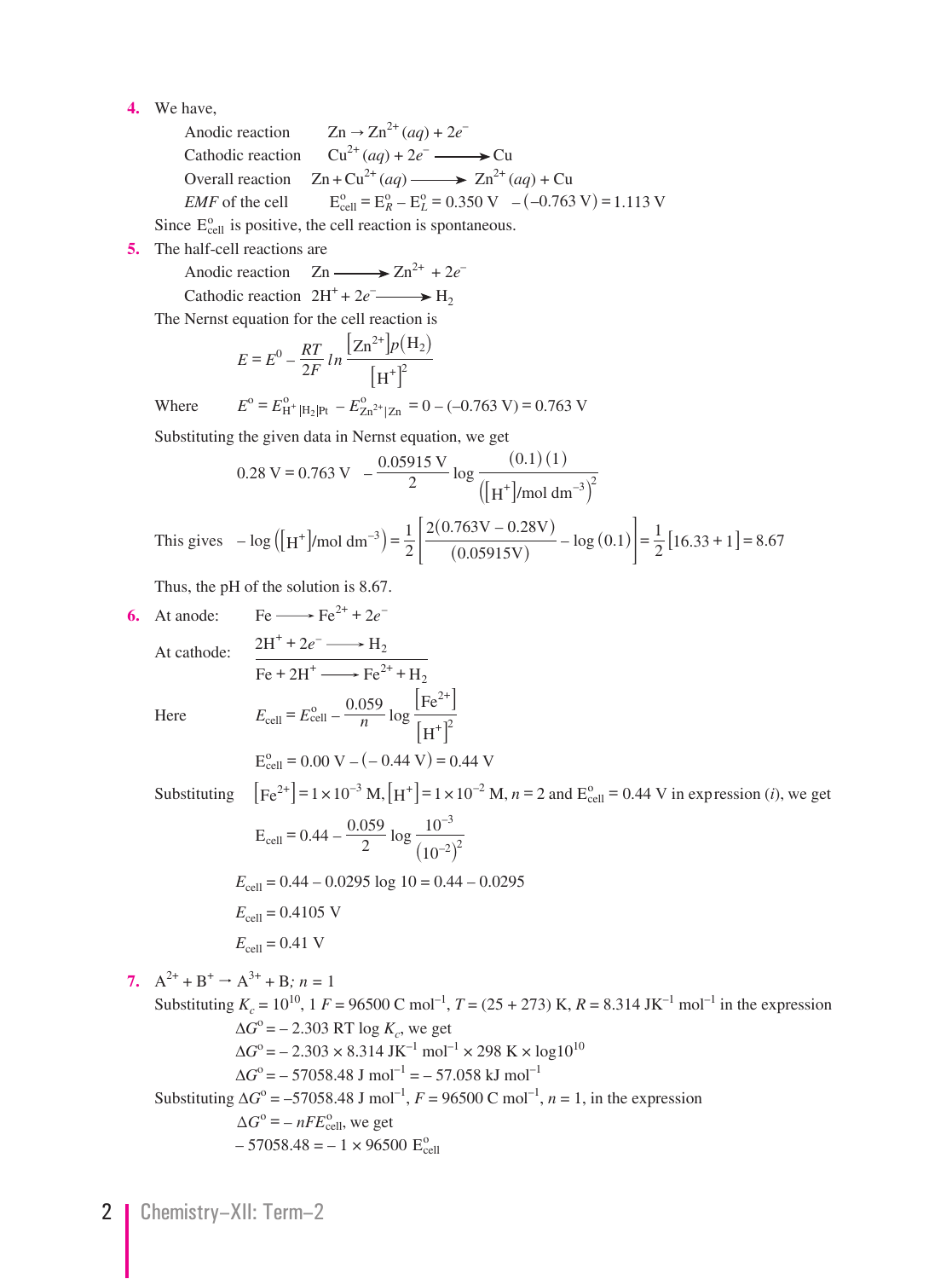**4.** We have,

Anodic reaction $\quad Zn \rightarrow Zn^{2+}(aq) + 2e^-$

Cathodic reaction $\quad Cu^{2+}(aq) + 2e^- \longrightarrow Cu$

Overall reaction $\quad Zn + Cu^{2+}(aq) \longrightarrow Zn^{2+}(aq) + Cu$

*EMF* of the cell $\quad E^o_{cell} = E^o_R - E^o_L = 0.350\text{ V} \; - (-0.763\text{ V}) = 1.113\text{ V}$

Since $E^o_{cell}$ is positive, the cell reaction is spontaneous.

**5.** The half-cell reactions are

Anodic reaction $\quad Zn \longrightarrow Zn^{2+} + 2e^-$

Cathodic reaction $\quad 2H^+ + 2e^- \longrightarrow H_2$

The Nernst equation for the cell reaction is

$$E = E^0 - \frac{RT}{2F} \, ln \, \frac{[Zn^{2+}]p(H_2)}{[H^+]^2}$$

Where $\quad E^o = E^o_{H^+|H_2|Pt} - E^o_{Zn^{2+}|Zn} = 0 - (-0.763\text{ V}) = 0.763\text{ V}$

Substituting the given data in Nernst equation, we get

$$0.28\text{ V} = 0.763\text{ V} \; - \frac{0.05915\text{ V}}{2} \log \frac{(0.1)\,(1)}{\left([H^+]/\text{mol dm}^{-3}\right)^2}$$

This gives $\quad -\log\left([H^+]/\text{mol dm}^{-3}\right) = \frac{1}{2}\left[\frac{2(0.763\text{V} - 0.28\text{V})}{(0.05915\text{V})} - \log(0.1)\right] = \frac{1}{2}[16.33 + 1] = 8.67$

Thus, the pH of the solution is 8.67.

**6.** At anode: $\quad Fe \longrightarrow Fe^{2+} + 2e^-$

At cathode: $\quad 2H^+ + 2e^- \longrightarrow H_2$

$\quad Fe + 2H^+ \longrightarrow Fe^{2+} + H_2$

Here $\quad E_{cell} = E^o_{cell} - \frac{0.059}{n} \log \frac{[Fe^{2+}]}{[H^+]^2}$

$E^o_{cell} = 0.00\text{ V} - (-0.44\text{ V}) = 0.44\text{ V}$

Substituting $\quad [Fe^{2+}] = 1 \times 10^{-3}$ M, $[H^+] = 1 \times 10^{-2}$ M, $n = 2$ and $E^o_{cell} = 0.44$ V in expression (*i*), we get

$$E_{cell} = 0.44 - \frac{0.059}{2} \log \frac{10^{-3}}{(10^{-2})^2}$$

$E_{cell} = 0.44 - 0.0295 \log 10 = 0.44 - 0.0295$

$E_{cell} = 0.4105\text{ V}$

$E_{cell} = 0.41\text{ V}$

**7.** $A^{2+} + B^+ \rightarrow A^{3+} + B$; $n = 1$

Substituting $K_c = 10^{10}$, $1\,F = 96500\text{ C mol}^{-1}$, $T = (25 + 273)$ K, $R = 8.314\text{ JK}^{-1}\text{ mol}^{-1}$ in the expression

$\Delta G^o = -2.303\text{ RT} \log K_c$, we get

$\Delta G^o = -2.303 \times 8.314\text{ JK}^{-1}\text{ mol}^{-1} \times 298\text{ K} \times \log 10^{10}$

$\Delta G^o = -57058.48\text{ J mol}^{-1} = -57.058\text{ kJ mol}^{-1}$

Substituting $\Delta G^o = -57058.48\text{ J mol}^{-1}$, $F = 96500\text{ C mol}^{-1}$, $n = 1$, in the expression

$\Delta G^o = -nFE^o_{cell}$, we get

$-57058.48 = -1 \times 96500\, E^o_{cell}$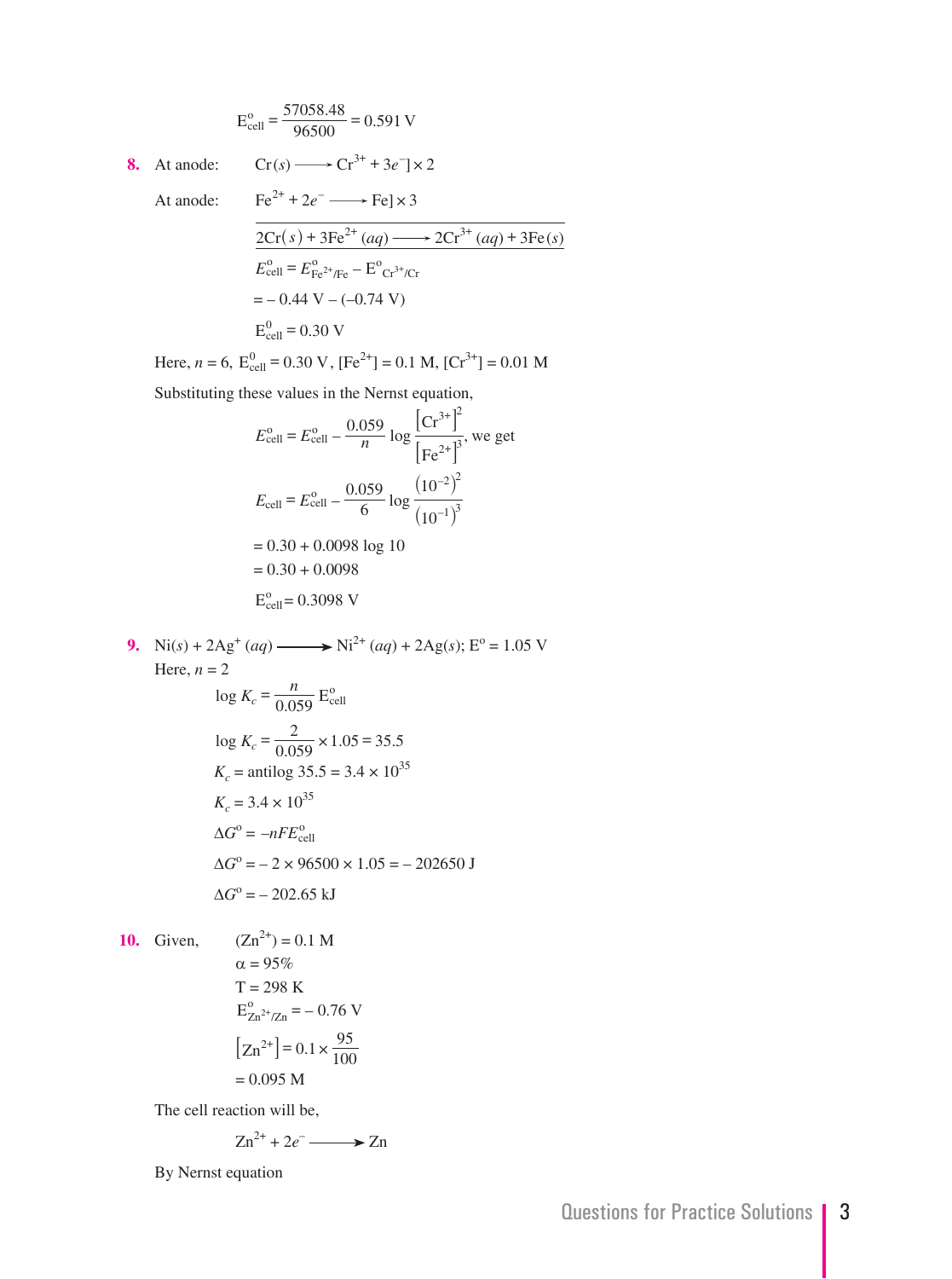$$E^o_{cell} = \frac{57058.48}{96500} = 0.591 \text{ V}$$

**8.** At anode: $Cr(s) \longrightarrow Cr^{3+} + 3e^-] \times 2$

At anode: $Fe^{2+} + 2e^- \longrightarrow Fe] \times 3$

$$\overline{2Cr(s) + 3Fe^{2+}(aq) \longrightarrow 2Cr^{3+}(aq) + 3Fe(s)}$$

$$E^o_{cell} = E^o_{Fe^{2+}/Fe} - E^o_{Cr^{3+}/Cr}$$

$$= -0.44 \text{ V} - (-0.74 \text{ V})$$

$$E^0_{cell} = 0.30 \text{ V}$$

Here, $n = 6$, $E^0_{cell} = 0.30$ V, $[Fe^{2+}] = 0.1$ M, $[Cr^{3+}] = 0.01$ M

Substituting these values in the Nernst equation,

$$E^o_{cell} = E^o_{cell} - \frac{0.059}{n} \log \frac{[Cr^{3+}]^2}{[Fe^{2+}]^3}, \text{ we get}$$

$$E_{cell} = E^o_{cell} - \frac{0.059}{6} \log \frac{(10^{-2})^2}{(10^{-1})^3}$$

$$= 0.30 + 0.0098 \log 10$$

$$= 0.30 + 0.0098$$

$$E^o_{cell} = 0.3098 \text{ V}$$

**9.** $Ni(s) + 2Ag^+(aq) \longrightarrow Ni^{2+}(aq) + 2Ag(s)$; $E^o = 1.05$ V

Here, $n = 2$

$$\log K_c = \frac{n}{0.059} E^o_{cell}$$

$$\log K_c = \frac{2}{0.059} \times 1.05 = 35.5$$

$$K_c = \text{antilog } 35.5 = 3.4 \times 10^{35}$$

$$K_c = 3.4 \times 10^{35}$$

$$\Delta G^o = -nFE^o_{cell}$$

$$\Delta G^o = -2 \times 96500 \times 1.05 = -202650 \text{ J}$$

$$\Delta G^o = -202.65 \text{ kJ}$$

**10.** Given, $(Zn^{2+}) = 0.1$ M

$\alpha = 95\%$

$T = 298$ K

$E^o_{Zn^{2+}/Zn} = -0.76$ V

$$[Zn^{2+}] = 0.1 \times \frac{95}{100}$$

$$= 0.095 \text{ M}$$

The cell reaction will be,

$$Zn^{2+} + 2e^- \longrightarrow Zn$$

By Nernst equation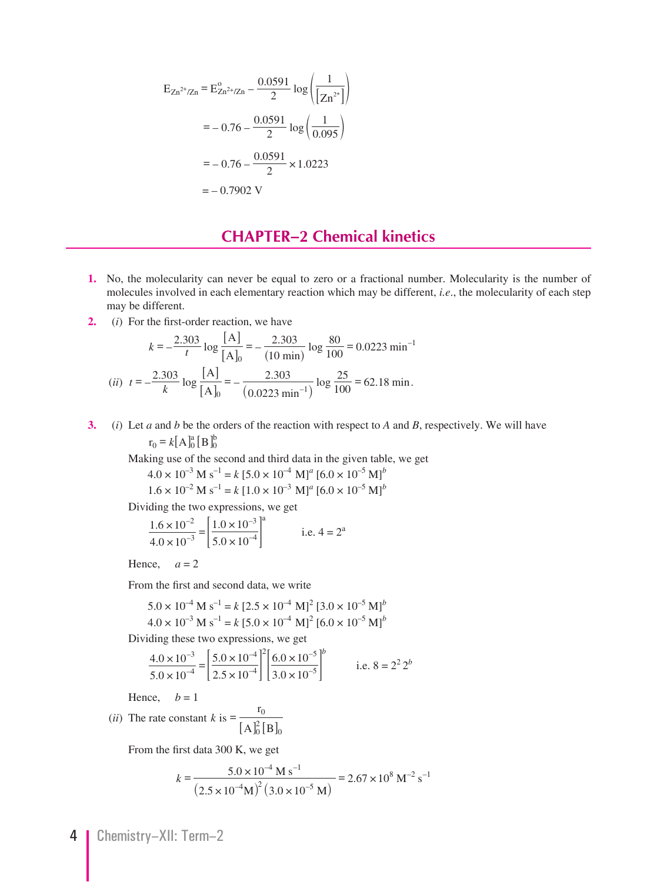$$E_{Zn^{2+}/Zn} = E^{o}_{Zn^{2+}/Zn} - \frac{0.0591}{2}\log\left(\frac{1}{[Zn^{2+}]}\right)$$

$$= -0.76 - \frac{0.0591}{2}\log\left(\frac{1}{0.095}\right)$$

$$= -0.76 - \frac{0.0591}{2}\times 1.0223$$

$$= -0.7902 \text{ V}$$

## CHAPTER–2 Chemical kinetics

**1.** No, the molecularity can never be equal to zero or a fractional number. Molecularity is the number of molecules involved in each elementary reaction which may be different, *i.e.*, the molecularity of each step may be different.

**2.** (*i*) For the first-order reaction, we have

$$k = -\frac{2.303}{t}\log\frac{[A]}{[A]_0} = -\frac{2.303}{(10 \text{ min})}\log\frac{80}{100} = 0.0223 \text{ min}^{-1}$$

(*ii*) $$t = -\frac{2.303}{k}\log\frac{[A]}{[A]_0} = -\frac{2.303}{(0.0223 \text{ min}^{-1})}\log\frac{25}{100} = 62.18 \text{ min}.$$

**3.** (*i*) Let $a$ and $b$ be the orders of the reaction with respect to $A$ and $B$, respectively. We will have

$$r_0 = k[A]_0^a[B]_0^b$$

Making use of the second and third data in the given table, we get

$$4.0\times10^{-3} \text{ M s}^{-1} = k\,[5.0\times10^{-4} \text{ M}]^a\,[6.0\times10^{-5} \text{ M}]^b$$
$$1.6\times10^{-2} \text{ M s}^{-1} = k\,[1.0\times10^{-3} \text{ M}]^a\,[6.0\times10^{-5} \text{ M}]^b$$

Dividing the two expressions, we get

$$\frac{1.6\times10^{-2}}{4.0\times10^{-3}} = \left[\frac{1.0\times10^{-3}}{5.0\times10^{-4}}\right]^a \qquad \text{i.e. } 4 = 2^a$$

Hence, $a = 2$

From the first and second data, we write

$$5.0\times10^{-4} \text{ M s}^{-1} = k\,[2.5\times10^{-4} \text{ M}]^2\,[3.0\times10^{-5} \text{ M}]^b$$
$$4.0\times10^{-3} \text{ M s}^{-1} = k\,[5.0\times10^{-4} \text{ M}]^2\,[6.0\times10^{-5} \text{ M}]^b$$

Dividing these two expressions, we get

$$\frac{4.0\times10^{-3}}{5.0\times10^{-4}} = \left[\frac{5.0\times10^{-4}}{2.5\times10^{-4}}\right]^2\left[\frac{6.0\times10^{-5}}{3.0\times10^{-5}}\right]^b \qquad \text{i.e. } 8 = 2^2\,2^b$$

Hence, $b = 1$

(*ii*) The rate constant $k$ is $= \dfrac{r_0}{[A]_0^2[B]_0}$

From the first data 300 K, we get

$$k = \frac{5.0\times10^{-4} \text{ M s}^{-1}}{(2.5\times10^{-4}\text{M})^2(3.0\times10^{-5} \text{ M})} = 2.67\times10^{8} \text{ M}^{-2}\text{ s}^{-1}$$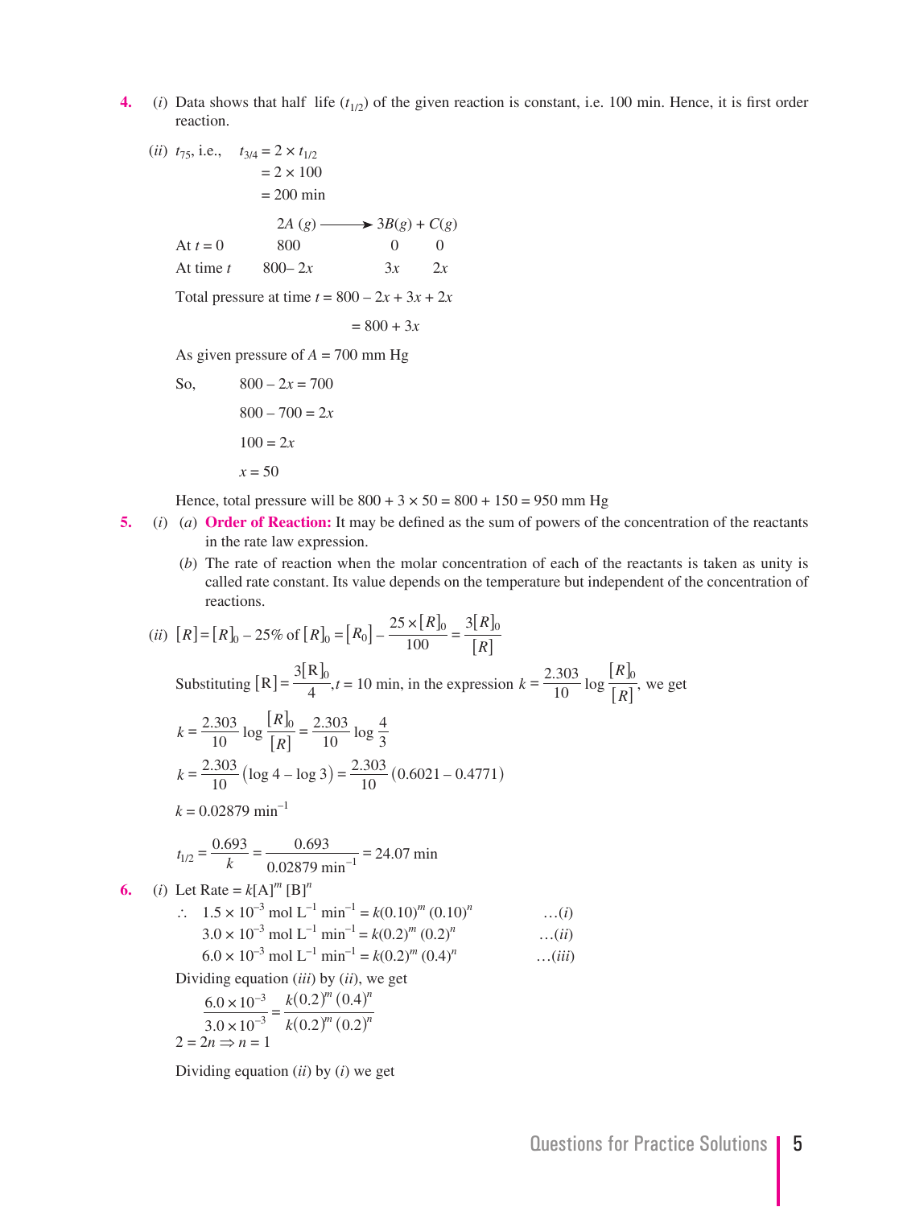**4.** (*i*) Data shows that half life ($t_{1/2}$) of the given reaction is constant, i.e. 100 min. Hence, it is first order reaction.

(*ii*) $t_{75}$, i.e., $t_{3/4} = 2 \times t_{1/2}$

$= 2 \times 100$

$= 200$ min

$$2A\,(g) \longrightarrow 3B(g) + C(g)$$

| | $2A\,(g)$ | $3B(g)$ | $C(g)$ |
|---|---|---|---|
| At $t = 0$ | 800 | 0 | 0 |
| At time $t$ | $800 - 2x$ | $3x$ | $2x$ |

Total pressure at time $t = 800 - 2x + 3x + 2x$

$= 800 + 3x$

As given pressure of $A = 700$ mm Hg

So, $800 - 2x = 700$

$800 - 700 = 2x$

$100 = 2x$

$x = 50$

Hence, total pressure will be $800 + 3 \times 50 = 800 + 150 = 950$ mm Hg

**5.** (*i*) (*a*) **Order of Reaction:** It may be defined as the sum of powers of the concentration of the reactants in the rate law expression.

(*b*) The rate of reaction when the molar concentration of each of the reactants is taken as unity is called rate constant. Its value depends on the temperature but independent of the concentration of reactions.

(*ii*) $[R] = [R]_0 - 25\%$ of $[R]_0 = [R_0] - \dfrac{25 \times [R]_0}{100} = \dfrac{3[R]_0}{[R]}$

Substituting $[\mathrm{R}] = \dfrac{3[\mathrm{R}]_0}{4}$, $t = 10$ min, in the expression $k = \dfrac{2.303}{10} \log \dfrac{[R]_0}{[R]}$, we get

$$k = \frac{2.303}{10} \log \frac{[R]_0}{[R]} = \frac{2.303}{10} \log \frac{4}{3}$$

$$k = \frac{2.303}{10} (\log 4 - \log 3) = \frac{2.303}{10} (0.6021 - 0.4771)$$

$$k = 0.02879 \text{ min}^{-1}$$

$$t_{1/2} = \frac{0.693}{k} = \frac{0.693}{0.02879 \text{ min}^{-1}} = 24.07 \text{ min}$$

**6.** (*i*) Let Rate $= k[\mathrm{A}]^m [\mathrm{B}]^n$

$\therefore$ $1.5 \times 10^{-3}$ mol L$^{-1}$ min$^{-1}$ $= k(0.10)^m (0.10)^n$ …(*i*)

$3.0 \times 10^{-3}$ mol L$^{-1}$ min$^{-1}$ $= k(0.2)^m (0.2)^n$ …(*ii*)

$6.0 \times 10^{-3}$ mol L$^{-1}$ min$^{-1}$ $= k(0.2)^m (0.4)^n$ …(*iii*)

Dividing equation (*iii*) by (*ii*), we get

$$\frac{6.0 \times 10^{-3}}{3.0 \times 10^{-3}} = \frac{k(0.2)^m (0.4)^n}{k(0.2)^m (0.2)^n}$$

$2 = 2n \Rightarrow n = 1$

Dividing equation (*ii*) by (*i*) we get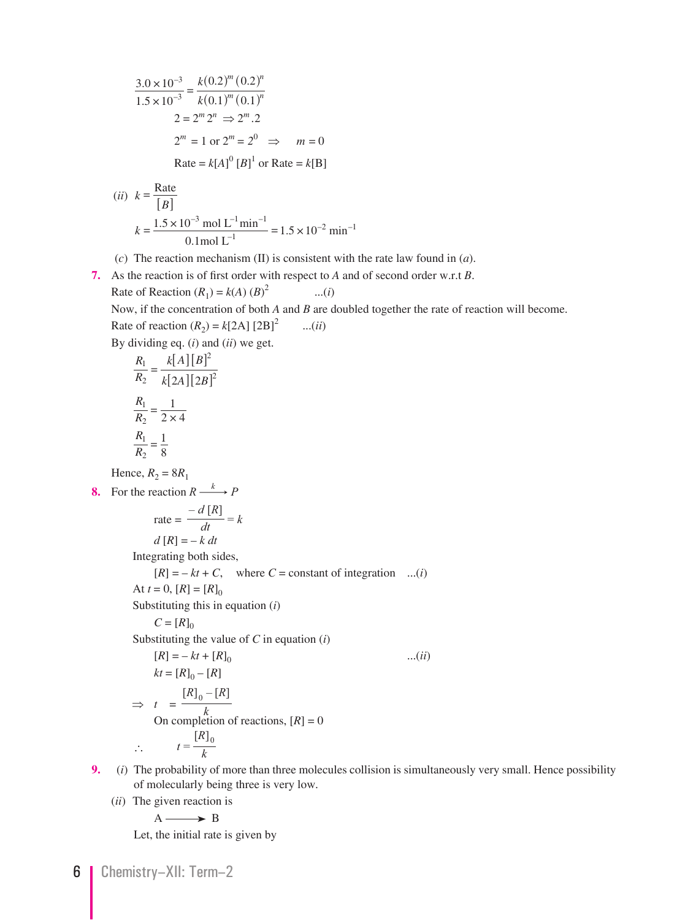$$\frac{3.0 \times 10^{-3}}{1.5 \times 10^{-3}} = \frac{k(0.2)^m (0.2)^n}{k(0.1)^m (0.1)^n}$$

$$2 = 2^m 2^n \Rightarrow 2^m.2$$

$$2^m = 1 \text{ or } 2^m = 2^0 \quad \Rightarrow \quad m = 0$$

$$\text{Rate} = k[A]^0 [B]^1 \text{ or Rate} = k[\text{B}]$$

(*ii*) $k = \dfrac{\text{Rate}}{[B]}$

$$k = \frac{1.5 \times 10^{-3} \text{ mol L}^{-1} \text{min}^{-1}}{0.1 \text{mol L}^{-1}} = 1.5 \times 10^{-2} \text{ min}^{-1}$$

(*c*) The reaction mechanism (II) is consistent with the rate law found in (*a*).

**7.** As the reaction is of first order with respect to $A$ and of second order w.r.t $B$.

Rate of Reaction $(R_1) = k(A)\,(B)^2$ ...(*i*)

Now, if the concentration of both $A$ and $B$ are doubled together the rate of reaction will become.

Rate of reaction $(R_2) = k[2A]\,[2B]^2$ ...(*ii*)

By dividing eq. (*i*) and (*ii*) we get.

$$\frac{R_1}{R_2} = \frac{k[A][B]^2}{k[2A][2B]^2}$$

$$\frac{R_1}{R_2} = \frac{1}{2 \times 4}$$

$$\frac{R_1}{R_2} = \frac{1}{8}$$

Hence, $R_2 = 8R_1$

**8.** For the reaction $R \xrightarrow{k} P$

$$\text{rate} = \frac{-d[R]}{dt} = k$$

$$d[R] = -k\,dt$$

Integrating both sides,

$$[R] = -kt + C, \quad \text{where } C = \text{constant of integration} \quad ...(i)$$

At $t = 0$, $[R] = [R]_0$

Substituting this in equation (*i*)

$$C = [R]_0$$

Substituting the value of $C$ in equation (*i*)

$$[R] = -kt + [R]_0 \quad ...(ii)$$

$$kt = [R]_0 - [R]$$

$$\Rightarrow \quad t = \frac{[R]_0 - [R]}{k}$$

On completion of reactions, $[R] = 0$

$$\therefore \quad t = \frac{[R]_0}{k}$$

**9.** (*i*) The probability of more than three molecules collision is simultaneously very small. Hence possibility of molecularly being three is very low.

(*ii*) The given reaction is

$$\text{A} \longrightarrow \text{B}$$

Let, the initial rate is given by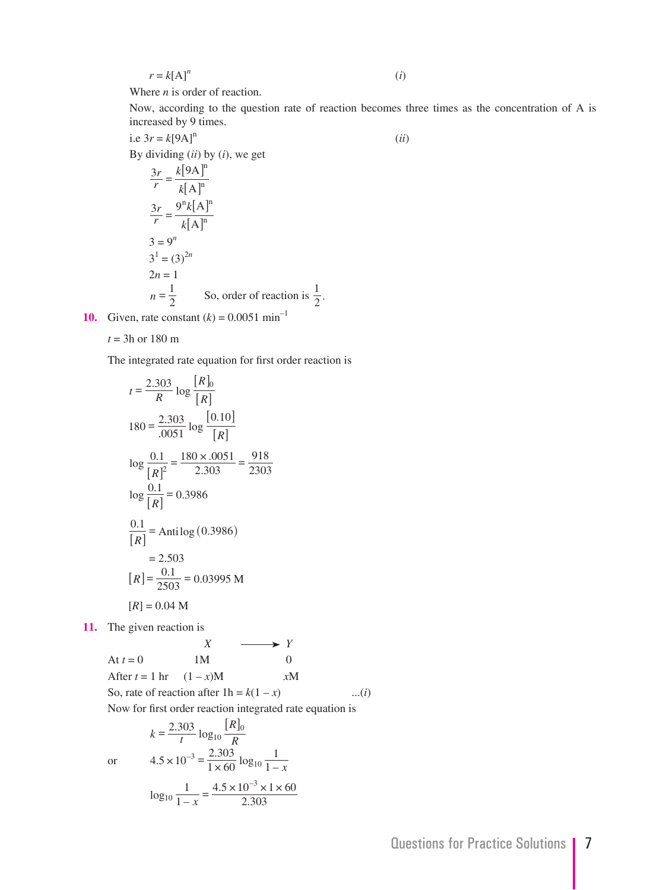$$r = k[A]^n \quad (i)$$

Where $n$ is order of reaction.

Now, according to the question rate of reaction becomes three times as the concentration of A is increased by 9 times.

i.e $3r = k[9A]^n \quad (ii)$

By dividing (*ii*) by (*i*), we get

$$\frac{3r}{r} = \frac{k[9A]^n}{k[A]^n}$$

$$\frac{3r}{r} = \frac{9^n k[A]^n}{k[A]^n}$$

$$3 = 9^n$$

$$3^1 = (3)^{2n}$$

$$2n = 1$$

$$n = \frac{1}{2}$$ So, order of reaction is $\frac{1}{2}$.

**10.** Given, rate constant $(k) = 0.0051 \text{ min}^{-1}$

$t = 3\text{h or } 180 \text{ m}$

The integrated rate equation for first order reaction is

$$t = \frac{2.303}{R} \log \frac{[R]_0}{[R]}$$

$$180 = \frac{2.303}{.0051} \log \frac{[0.10]}{[R]}$$

$$\log \frac{0.1}{[R]^2} = \frac{180 \times .0051}{2.303} = \frac{918}{2303}$$

$$\log \frac{0.1}{[R]} = 0.3986$$

$$\frac{0.1}{[R]} = \text{Antilog}(0.3986)$$

$$= 2.503$$

$$[R] = \frac{0.1}{2503} = 0.03995 \text{ M}$$

$$[R] = 0.04 \text{ M}$$

**11.** The given reaction is

| | $X$ | $\longrightarrow$ | $Y$ |
|---|---|---|---|
| At $t = 0$ | 1M | | 0 |
| After $t = 1$ hr | $(1 - x)$M | | $x$M |

So, rate of reaction after 1h $= k(1 - x)$ ...(*i*)

Now for first order reaction integrated rate equation is

$$k = \frac{2.303}{t} \log_{10} \frac{[R]_0}{R}$$

or

$$4.5 \times 10^{-3} = \frac{2.303}{1 \times 60} \log_{10} \frac{1}{1 - x}$$

$$\log_{10} \frac{1}{1 - x} = \frac{4.5 \times 10^{-3} \times 1 \times 60}{2.303}$$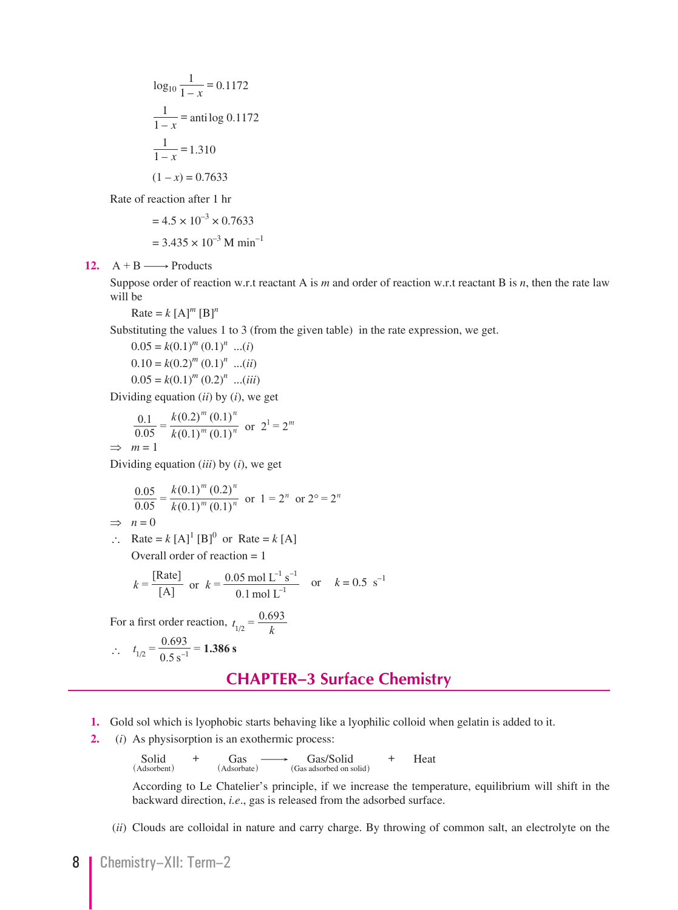$$\log_{10} \frac{1}{1-x} = 0.1172$$

$$\frac{1}{1-x} = \text{anti}\log 0.1172$$

$$\frac{1}{1-x} = 1.310$$

$$(1 - x) = 0.7633$$

Rate of reaction after 1 hr

$$= 4.5 \times 10^{-3} \times 0.7633$$

$$= 3.435 \times 10^{-3} \text{ M min}^{-1}$$

**12.** $A + B \longrightarrow$ Products

Suppose order of reaction w.r.t reactant A is $m$ and order of reaction w.r.t reactant B is $n$, then the rate law will be

$$\text{Rate} = k\,[A]^m\,[B]^n$$

Substituting the values 1 to 3 (from the given table) in the rate expression, we get.

$$0.05 = k(0.1)^m\,(0.1)^n \quad ...(i)$$

$$0.10 = k(0.2)^m\,(0.1)^n \quad ...(ii)$$

$$0.05 = k(0.1)^m\,(0.2)^n \quad ...(iii)$$

Dividing equation (*ii*) by (*i*), we get

$$\frac{0.1}{0.05} = \frac{k(0.2)^m\,(0.1)^n}{k(0.1)^m\,(0.1)^n} \quad \text{or} \quad 2^1 = 2^m$$

$\Rightarrow \quad m = 1$

Dividing equation (*iii*) by (*i*), we get

$$\frac{0.05}{0.05} = \frac{k(0.1)^m\,(0.2)^n}{k(0.1)^m\,(0.1)^n} \quad \text{or} \quad 1 = 2^n \quad \text{or} \quad 2^\circ = 2^n$$

$\Rightarrow \quad n = 0$

$\therefore \quad \text{Rate} = k\,[A]^1\,[B]^0$ or $\text{Rate} = k\,[A]$

Overall order of reaction = 1

$$k = \frac{[\text{Rate}]}{[A]} \quad \text{or} \quad k = \frac{0.05 \text{ mol L}^{-1}\text{ s}^{-1}}{0.1 \text{ mol L}^{-1}} \quad \text{or} \quad k = 0.5 \text{ s}^{-1}$$

For a first order reaction, $t_{1/2} = \dfrac{0.693}{k}$

$$\therefore \quad t_{1/2} = \frac{0.693}{0.5 \text{ s}^{-1}} = \mathbf{1.386 \text{ s}}$$

## CHAPTER–3 Surface Chemistry

**1.** Gold sol which is lyophobic starts behaving like a lyophilic colloid when gelatin is added to it.

**2.** (*i*) As physisorption is an exothermic process:

$$\underset{\text{(Adsorbent)}}{\text{Solid}} + \underset{\text{(Adsorbate)}}{\text{Gas}} \longrightarrow \underset{\text{(Gas adsorbed on solid)}}{\text{Gas/Solid}} + \text{Heat}$$

According to Le Chatelier's principle, if we increase the temperature, equilibrium will shift in the backward direction, *i.e.*, gas is released from the adsorbed surface.

(*ii*) Clouds are colloidal in nature and carry charge. By throwing of common salt, an electrolyte on the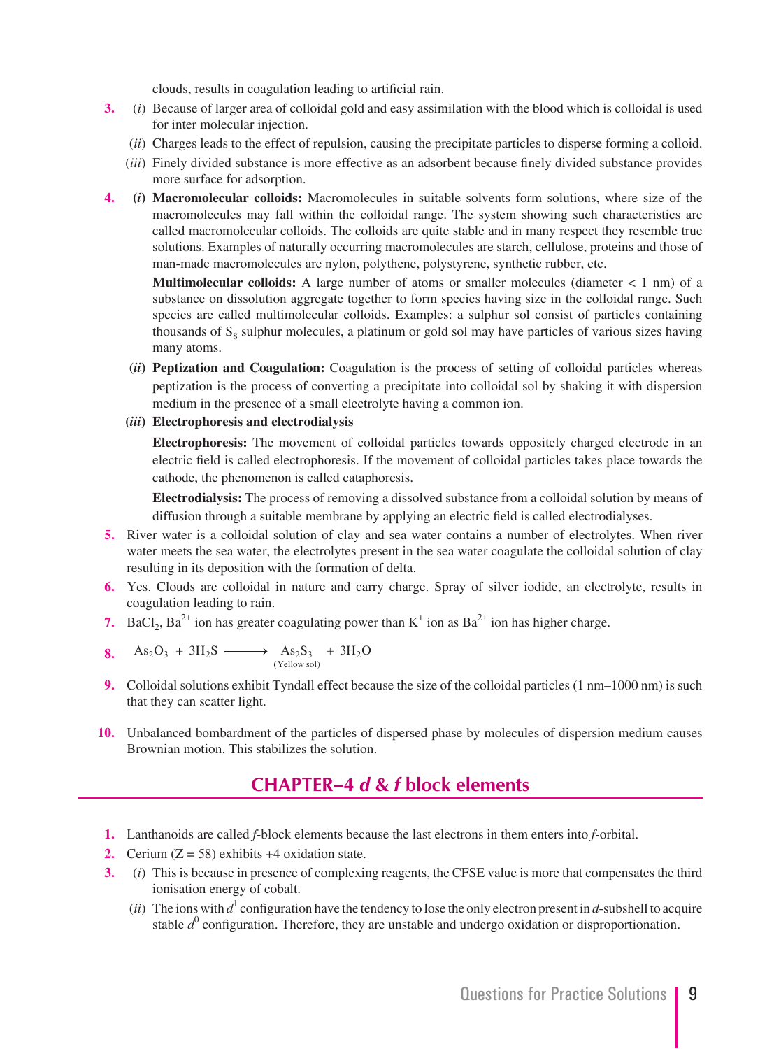clouds, results in coagulation leading to artificial rain.

**3.** (*i*) Because of larger area of colloidal gold and easy assimilation with the blood which is colloidal is used for inter molecular injection.

(*ii*) Charges leads to the effect of repulsion, causing the precipitate particles to disperse forming a colloid.

(*iii*) Finely divided substance is more effective as an adsorbent because finely divided substance provides more surface for adsorption.

**4.** **(*i*) Macromolecular colloids:** Macromolecules in suitable solvents form solutions, where size of the macromolecules may fall within the colloidal range. The system showing such characteristics are called macromolecular colloids. The colloids are quite stable and in many respect they resemble true solutions. Examples of naturally occurring macromolecules are starch, cellulose, proteins and those of man-made macromolecules are nylon, polythene, polystyrene, synthetic rubber, etc.

**Multimolecular colloids:** A large number of atoms or smaller molecules (diameter < 1 nm) of a substance on dissolution aggregate together to form species having size in the colloidal range. Such species are called multimolecular colloids. Examples: a sulphur sol consist of particles containing thousands of $S_8$ sulphur molecules, a platinum or gold sol may have particles of various sizes having many atoms.

**(*ii*) Peptization and Coagulation:** Coagulation is the process of setting of colloidal particles whereas peptization is the process of converting a precipitate into colloidal sol by shaking it with dispersion medium in the presence of a small electrolyte having a common ion.

**(*iii*) Electrophoresis and electrodialysis**

**Electrophoresis:** The movement of colloidal particles towards oppositely charged electrode in an electric field is called electrophoresis. If the movement of colloidal particles takes place towards the cathode, the phenomenon is called cataphoresis.

**Electrodialysis:** The process of removing a dissolved substance from a colloidal solution by means of diffusion through a suitable membrane by applying an electric field is called electrodialyses.

**5.** River water is a colloidal solution of clay and sea water contains a number of electrolytes. When river water meets the sea water, the electrolytes present in the sea water coagulate the colloidal solution of clay resulting in its deposition with the formation of delta.

**6.** Yes. Clouds are colloidal in nature and carry charge. Spray of silver iodide, an electrolyte, results in coagulation leading to rain.

**7.** $BaCl_2$, $Ba^{2+}$ ion has greater coagulating power than $K^+$ ion as $Ba^{2+}$ ion has higher charge.

**8.** $$As_2O_3 + 3H_2S \longrightarrow \underset{\text{(Yellow sol)}}{As_2S_3} + 3H_2O$$

**9.** Colloidal solutions exhibit Tyndall effect because the size of the colloidal particles (1 nm–1000 nm) is such that they can scatter light.

**10.** Unbalanced bombardment of the particles of dispersed phase by molecules of dispersion medium causes Brownian motion. This stabilizes the solution.

## CHAPTER–4 *d* & *f* block elements

**1.** Lanthanoids are called *f*-block elements because the last electrons in them enters into *f*-orbital.

**2.** Cerium (Z = 58) exhibits +4 oxidation state.

**3.** (*i*) This is because in presence of complexing reagents, the CFSE value is more that compensates the third ionisation energy of cobalt.

(*ii*) The ions with $d^1$ configuration have the tendency to lose the only electron present in *d*-subshell to acquire stable $d^0$ configuration. Therefore, they are unstable and undergo oxidation or disproportionation.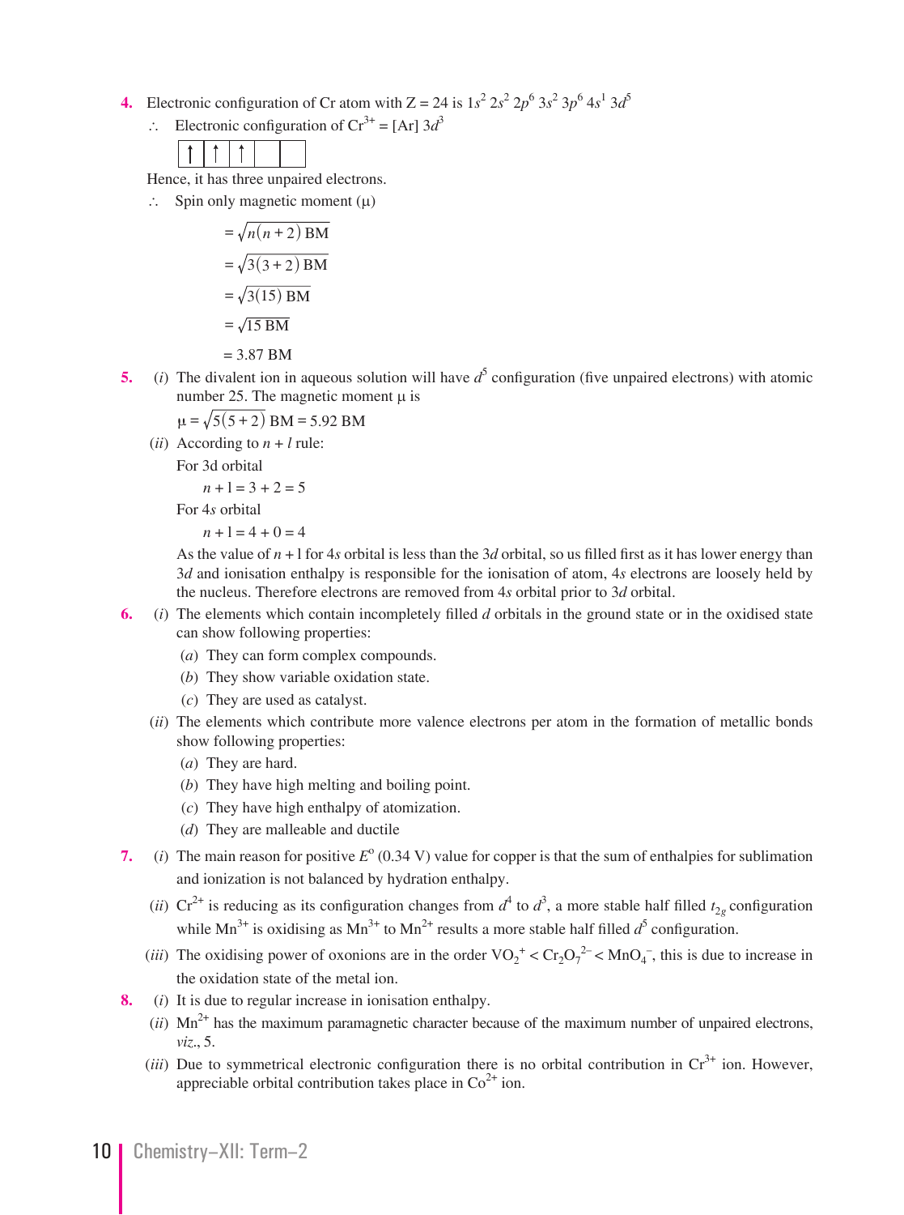**4.** Electronic configuration of Cr atom with Z = 24 is $1s^2\ 2s^2\ 2p^6\ 3s^2\ 3p^6\ 4s^1\ 3d^5$

∴ Electronic configuration of $Cr^{3+}$ = [Ar] $3d^3$

| ↑ | ↑ | ↑ | | |
|---|---|---|---|---|

Hence, it has three unpaired electrons.

∴ Spin only magnetic moment (μ)

$$= \sqrt{n(n+2)}\ \text{BM}$$

$$= \sqrt{3(3+2)}\ \text{BM}$$

$$= \sqrt{3(15)}\ \text{BM}$$

$$= \sqrt{15\ \text{BM}}$$

$$= 3.87\ \text{BM}$$

**5.** (*i*) The divalent ion in aqueous solution will have $d^5$ configuration (five unpaired electrons) with atomic number 25. The magnetic moment μ is

$$\mu = \sqrt{5(5+2)}\ \text{BM} = 5.92\ \text{BM}$$

(*ii*) According to $n + l$ rule:

For 3d orbital

$n + \text{l} = 3 + 2 = 5$

For 4*s* orbital

$n + \text{l} = 4 + 0 = 4$

As the value of $n$ + l for 4*s* orbital is less than the 3*d* orbital, so us filled first as it has lower energy than 3*d* and ionisation enthalpy is responsible for the ionisation of atom, 4*s* electrons are loosely held by the nucleus. Therefore electrons are removed from 4*s* orbital prior to 3*d* orbital.

**6.** (*i*) The elements which contain incompletely filled *d* orbitals in the ground state or in the oxidised state can show following properties:

(*a*) They can form complex compounds.
(*b*) They show variable oxidation state.
(*c*) They are used as catalyst.

(*ii*) The elements which contribute more valence electrons per atom in the formation of metallic bonds show following properties:

(*a*) They are hard.
(*b*) They have high melting and boiling point.
(*c*) They have high enthalpy of atomization.
(*d*) They are malleable and ductile

**7.** (*i*) The main reason for positive $E^o$ (0.34 V) value for copper is that the sum of enthalpies for sublimation and ionization is not balanced by hydration enthalpy.

(*ii*) $Cr^{2+}$ is reducing as its configuration changes from $d^4$ to $d^3$, a more stable half filled $t_{2g}$ configuration while $Mn^{3+}$ is oxidising as $Mn^{3+}$ to $Mn^{2+}$ results a more stable half filled $d^5$ configuration.

(*iii*) The oxidising power of oxonions are in the order $VO_2^+ < Cr_2O_7^{2-} < MnO_4^-$, this is due to increase in the oxidation state of the metal ion.

**8.** (*i*) It is due to regular increase in ionisation enthalpy.

(*ii*) $Mn^{2+}$ has the maximum paramagnetic character because of the maximum number of unpaired electrons, *viz*., 5.

(*iii*) Due to symmetrical electronic configuration there is no orbital contribution in $Cr^{3+}$ ion. However, appreciable orbital contribution takes place in $Co^{2+}$ ion.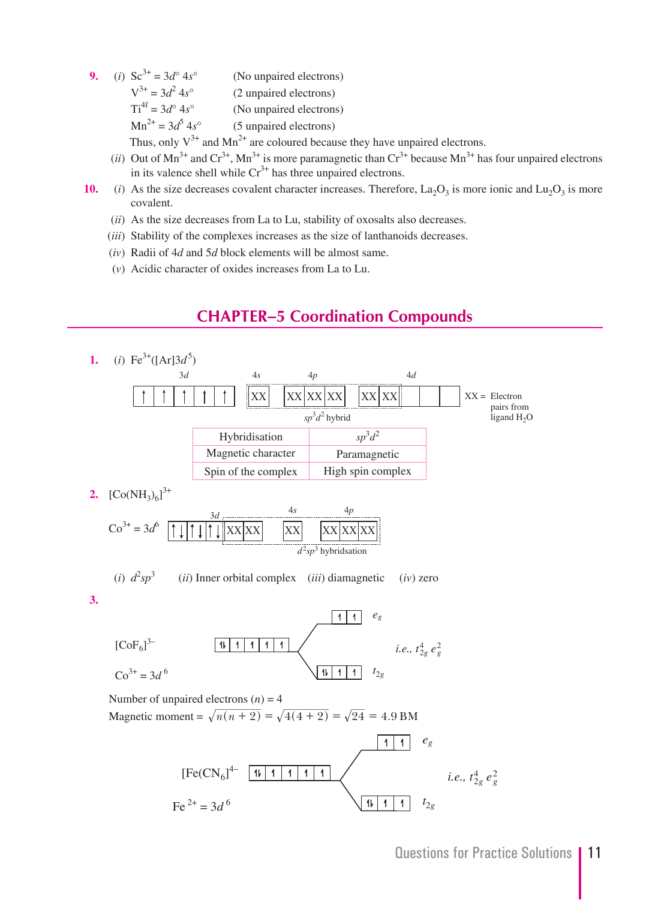**9.** (*i*) $Sc^{3+} = 3d^{\circ}\ 4s^{\circ}$ (No unpaired electrons)

$V^{3+} = 3d^2\ 4s^{\circ}$ (2 unpaired electrons)

$Ti^{4f} = 3d^{\circ}\ 4s^{\circ}$ (No unpaired electrons)

$Mn^{2+} = 3d^5\ 4s^{\circ}$ (5 unpaired electrons)

Thus, only $V^{3+}$ and $Mn^{2+}$ are coloured because they have unpaired electrons.

(*ii*) Out of $Mn^{3+}$ and $Cr^{3+}$, $Mn^{3+}$ is more paramagnetic than $Cr^{3+}$ because $Mn^{3+}$ has four unpaired electrons in its valence shell while $Cr^{3+}$ has three unpaired electrons.

**10.** (*i*) As the size decreases covalent character increases. Therefore, $La_2O_3$ is more ionic and $Lu_2O_3$ is more covalent.

(*ii*) As the size decreases from La to Lu, stability of oxosalts also decreases.

(*iii*) Stability of the complexes increases as the size of lanthanoids decreases.

(*iv*) Radii of 4*d* and 5*d* block elements will be almost same.

(*v*) Acidic character of oxides increases from La to Lu.

## CHAPTER–5 Coordination Compounds

**1.** (*i*) $Fe^{3+}([Ar]3d^5)$

3*d*: ↑ ↑ ↑ ↑ ↑ | 4*s*: XX | 4*p*: XX XX XX | 4*d*: XX XX _ _ _

$sp^3d^2$ hybrid

XX = Electron pairs from ligand $H_2O$

| Hybridisation | $sp^3d^2$ |
|---|---|
| Magnetic character | Paramagnetic |
| Spin of the complex | High spin complex |

**2.** $[Co(NH_3)_6]^{3+}$

$Co^{3+} = 3d^6$ 3*d*: ↑↓ ↑↓ ↑↓ XX XX | 4*s*: XX | 4*p*: XX XX XX

$d^2sp^3$ hybridsation

(*i*) $d^2sp^3$ (*ii*) Inner orbital complex (*iii*) diamagnetic (*iv*) zero

**3.**

$[CoF_6]^{3-}$

$Co^{3+} = 3d^6$

3*d*: ⇅ ↿ ↿ ↿ ↿ → $e_g$: ↿ ↿ ; $t_{2g}$: ⇅ ↿ ↿

*i.e.*, $t_{2g}^4\ e_g^2$

Number of unpaired electrons ($n$) = 4

Magnetic moment = $\sqrt{n(n+2)} = \sqrt{4(4+2)} = \sqrt{24} = 4.9$ BM

$[Fe(CN_6]^{4-}$

$Fe^{2+} = 3d^6$

3*d*: ⇅ ↿ ↿ ↿ ↿ → $e_g$: ↿ ↿ ; $t_{2g}$: ⇅ ↿ ↿

*i.e.*, $t_{2g}^4\ e_g^2$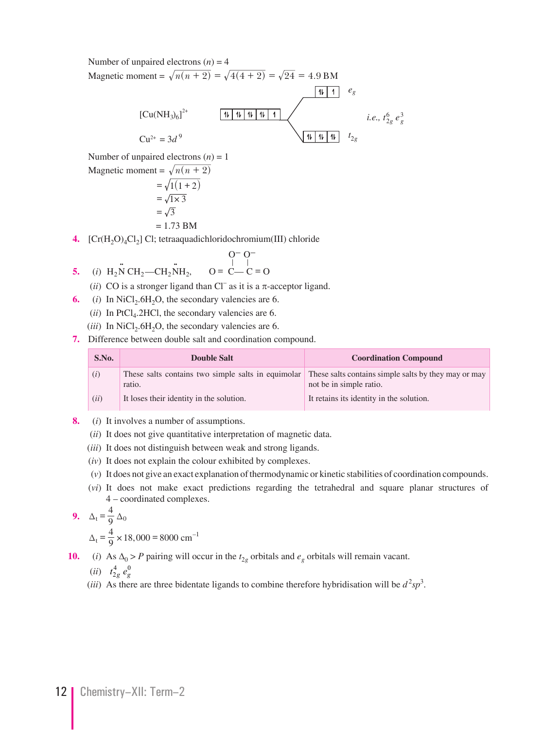Number of unpaired electrons $(n) = 4$

Magnetic moment $= \sqrt{n(n+2)} = \sqrt{4(4+2)} = \sqrt{24} = 4.9$ BM

$[Cu(NH_3)_6]^{2+}$

$Cu^{2+} = 3d^9$

⇅ ⇅ ⇅ ⇅ ↑ → $e_g$: ⇅ ↑ ; $t_{2g}$: ⇅ ⇅ ⇅

*i.e.*, $t_{2g}^6\, e_g^3$

Number of unpaired electrons $(n) = 1$

Magnetic moment $= \sqrt{n(n+2)}$

$= \sqrt{1(1+2)}$

$= \sqrt{1 \times 3}$

$= \sqrt{3}$

$= 1.73$ BM

**4.** $[Cr(H_2O)_4Cl_2]$ Cl; tetraaquadichloridochromium(III) chloride

**5.** (*i*) $H_2\ddot{N}\,CH_2—CH_2\ddot{N}H_2$, $\quad O = \underset{\phantom{x}}{\overset{O^-}{\overset{|}{C}}}— \overset{O^-}{\overset{|}{C}} = O$

(*ii*) CO is a stronger ligand than $Cl^-$ as it is a π-acceptor ligand.

**6.** (*i*) In $NiCl_2.6H_2O$, the secondary valencies are 6.

(*ii*) In $PtCl_4.2HCl$, the secondary valencies are 6.

(*iii*) In $NiCl_2.6H_2O$, the secondary valencies are 6.

**7.** Difference between double salt and coordination compound.

| S.No. | Double Salt | Coordination Compound |
|---|---|---|
| (*i*) | These salts contains two simple salts in equimolar ratio. | These salts contains simple salts by they may or may not be in simple ratio. |
| (*ii*) | It loses their identity in the solution. | It retains its identity in the solution. |

**8.** (*i*) It involves a number of assumptions.

(*ii*) It does not give quantitative interpretation of magnetic data.

(*iii*) It does not distinguish between weak and strong ligands.

(*iv*) It does not explain the colour exhibited by complexes.

(*v*) It does not give an exact explanation of thermodynamic or kinetic stabilities of coordination compounds.

(*vi*) It does not make exact predictions regarding the tetrahedral and square planar structures of 4 – coordinated complexes.

**9.** $\Delta_t = \frac{4}{9}\Delta_0$

$\Delta_t = \frac{4}{9} \times 18{,}000 = 8000 \text{ cm}^{-1}$

**10.** (*i*) As $\Delta_0 > P$ pairing will occur in the $t_{2g}$ orbitals and $e_g$ orbitals will remain vacant.

(*ii*) $t_{2g}^4\, e_g^0$

(*iii*) As there are three bidentate ligands to combine therefore hybridisation will be $d^2sp^3$.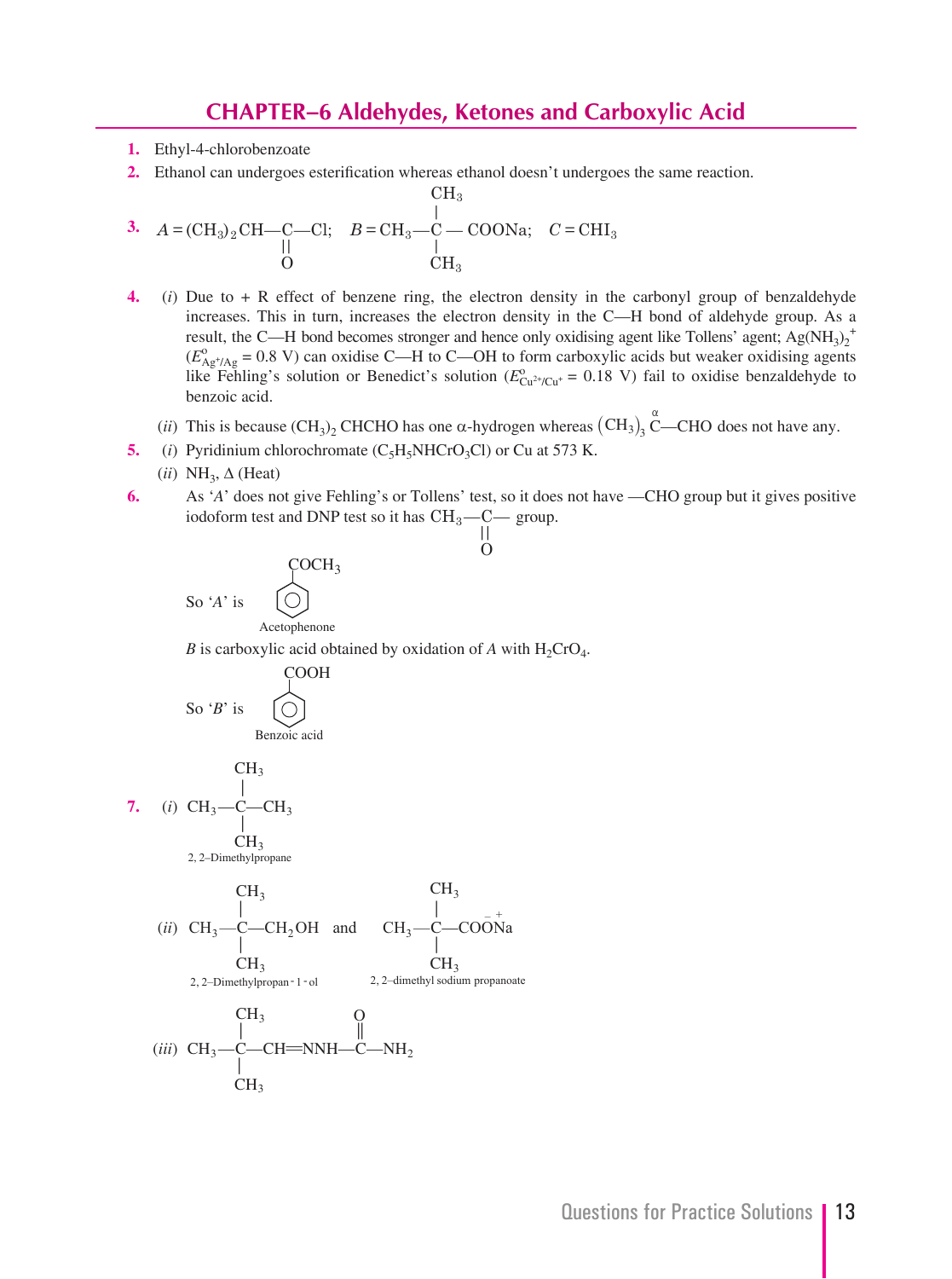# CHAPTER–6 Aldehydes, Ketones and Carboxylic Acid

1. Ethyl-4-chlorobenzoate

2. Ethanol can undergoes esterification whereas ethanol doesn't undergoes the same reaction.

3. $A = (CH_3)_2CH—\overset{\displaystyle O}{\overset{||}{C}}—Cl$; $B = CH_3—\underset{CH_3}{\overset{CH_3}{C}}—COONa$; $C = CHI_3$

4. (*i*) Due to + R effect of benzene ring, the electron density in the carbonyl group of benzaldehyde increases. This in turn, increases the electron density in the C—H bond of aldehyde group. As a result, the C—H bond becomes stronger and hence only oxidising agent like Tollens' agent; $Ag(NH_3)_2^+$ ($E^o_{Ag^+/Ag} = 0.8$ V) can oxidise C—H to C—OH to form carboxylic acids but weaker oxidising agents like Fehling's solution or Benedict's solution ($E^o_{Cu^{2+}/Cu^+} = 0.18$ V) fail to oxidise benzaldehyde to benzoic acid.

   (*ii*) This is because $(CH_3)_2$ CHCHO has one α-hydrogen whereas $(CH_3)_3\overset{\alpha}{C}$—CHO does not have any.

5. (*i*) Pyridinium chlorochromate ($C_5H_5NHCrO_3Cl$) or Cu at 573 K.

   (*ii*) $NH_3$, Δ (Heat)

6. As '*A*' does not give Fehling's or Tollens' test, so it does not have —CHO group but it gives positive iodoform test and DNP test so it has $CH_3—\underset{O}{\underset{||}{C}}—$ group.

   So '*A*' is $C_6H_5COCH_3$

   Acetophenone

   *B* is carboxylic acid obtained by oxidation of *A* with $H_2CrO_4$.

   So '*B*' is $C_6H_5COOH$

   Benzoic acid

7. (*i*) $CH_3—\underset{CH_3}{\overset{CH_3}{C}}—CH_3$

   2, 2–Dimethylpropane

   (*ii*) $CH_3—\underset{CH_3}{\overset{CH_3}{C}}—CH_2OH$ and $CH_3—\underset{CH_3}{\overset{CH_3}{C}}—CO\overset{-}{O}\overset{+}{Na}$

   2, 2–Dimethylpropan-1-ol    2, 2–dimethyl sodium propanoate

   (*iii*) $CH_3—\underset{CH_3}{\overset{CH_3}{C}}—CH{=}NNH—\overset{\displaystyle O}{\overset{||}{C}}—NH_2$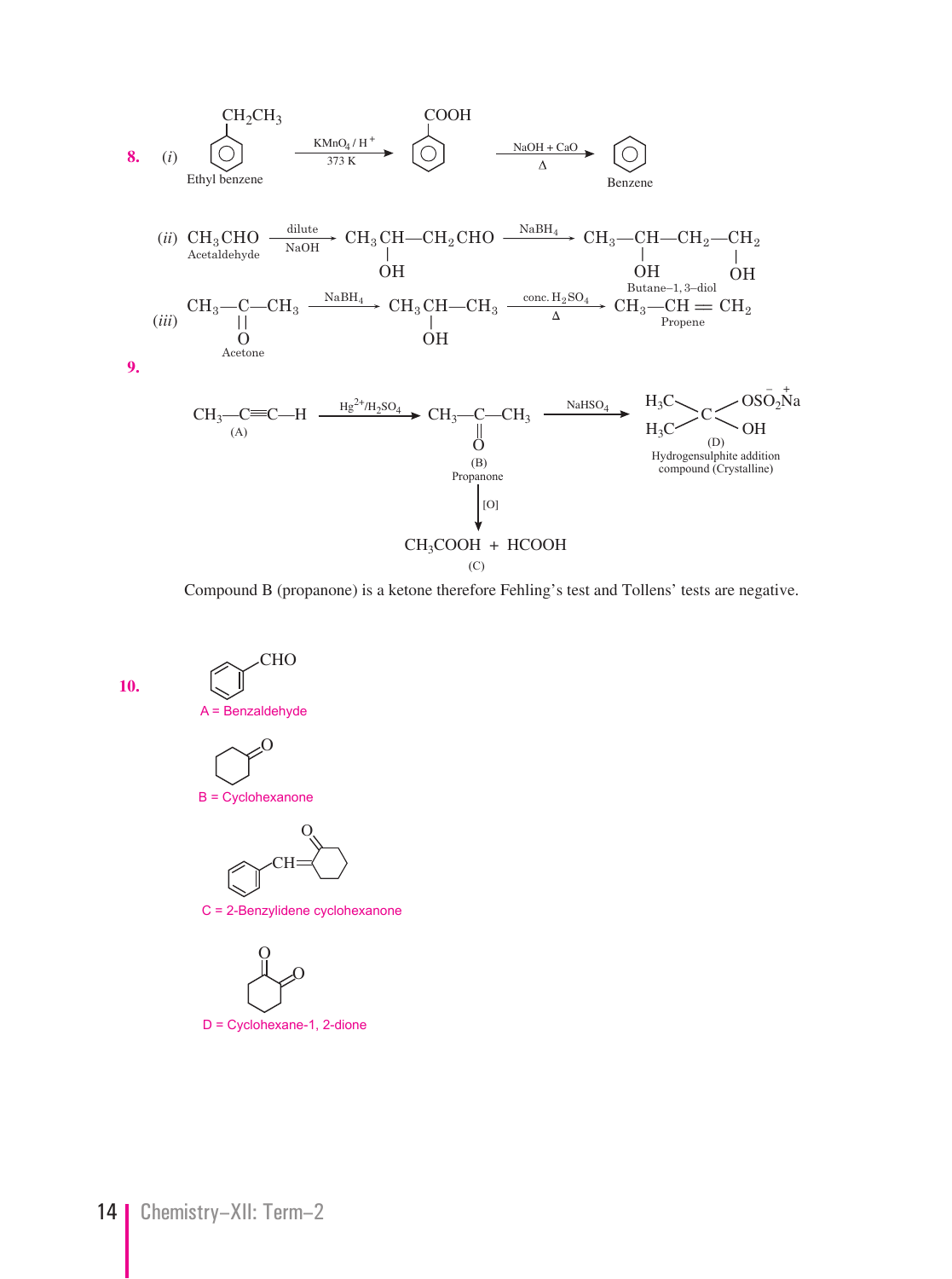**8.** (*i*) Ethyl benzene ($C_6H_5CH_2CH_3$) $\xrightarrow[373\text{ K}]{KMnO_4 / H^+}$ $C_6H_5COOH$ $\xrightarrow[\Delta]{NaOH + CaO}$ Benzene

(*ii*) $\underset{\text{Acetaldehyde}}{CH_3CHO}$ $\xrightarrow[\text{NaOH}]{\text{dilute}}$ $CH_3CH(OH)—CH_2CHO$ $\xrightarrow{NaBH_4}$ $\underset{\text{Butane–1, 3–diol}}{CH_3—CH(OH)—CH_2—CH_2(OH)}$

(*iii*) $\underset{\text{Acetone}}{CH_3—CO—CH_3}$ $\xrightarrow{NaBH_4}$ $CH_3CH(OH)—CH_3$ $\xrightarrow[\Delta]{\text{conc. } H_2SO_4}$ $\underset{\text{Propene}}{CH_3—CH=CH_2}$

**9.**

$\underset{(A)}{CH_3—C\equiv C—H}$ $\xrightarrow{Hg^{2+}/H_2SO_4}$ $\underset{\text{(B) Propanone}}{CH_3—CO—CH_3}$ $\xrightarrow{NaHSO_4}$ $(H_3C)_2C(OH)(OSO_2^-Na^+)$

(D) Hydrogensulphite addition compound (Crystalline)

(B) $\xrightarrow{[O]}$ $\underset{(C)}{CH_3COOH + HCOOH}$

Compound B (propanone) is a ketone therefore Fehling's test and Tollens' tests are negative.

**10.**

A = Benzaldehyde ($C_6H_5CHO$)

B = Cyclohexanone

C = 2-Benzylidene cyclohexanone

D = Cyclohexane-1, 2-dione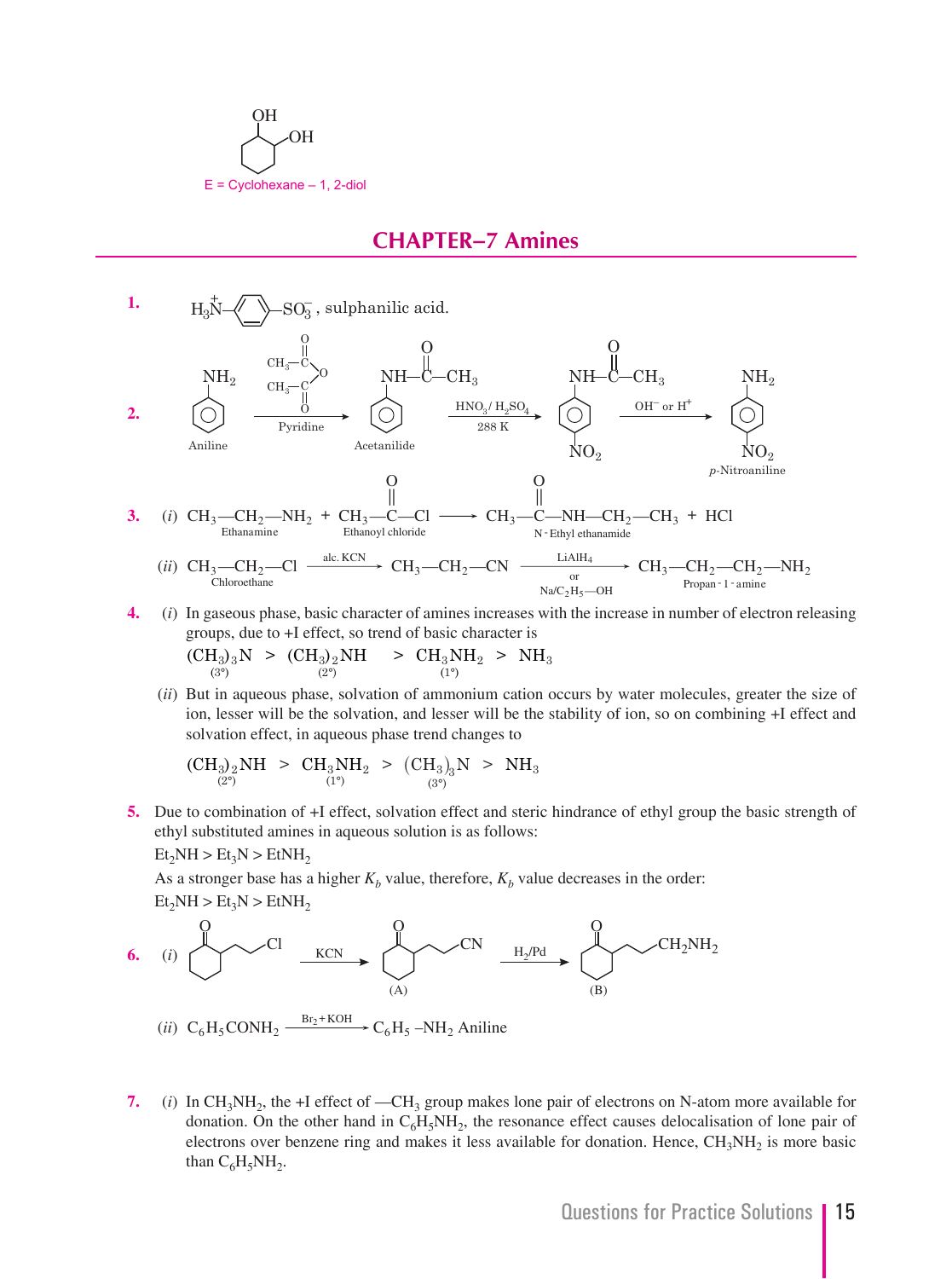E = Cyclohexane – 1, 2-diol

## CHAPTER–7 Amines

**1.** $H_3\overset{+}{N}-C_6H_4-SO_3^-$, sulphanilic acid.

**2.** Aniline $\xrightarrow[\text{Pyridine}]{(CH_3CO)_2O}$ Acetanilide $\xrightarrow[288\ K]{HNO_3/H_2SO_4}$ p-Nitroacetanilide $\xrightarrow{OH^- \text{ or } H^+}$ p-Nitroaniline

**3.** (*i*) $CH_3-CH_2-NH_2$ (Ethanamine) $+ CH_3-\overset{O}{\overset{\|}{C}}-Cl$ (Ethanoyl chloride) $\longrightarrow CH_3-\overset{O}{\overset{\|}{C}}-NH-CH_2-CH_3$ (N-Ethyl ethanamide) $+ HCl$

(*ii*) $CH_3-CH_2-Cl$ (Chloroethane) $\xrightarrow{\text{alc. KCN}} CH_3-CH_2-CN \xrightarrow[\text{or } Na/C_2H_5-OH]{LiAlH_4} CH_3-CH_2-CH_2-NH_2$ (Propan-1-amine)

**4.** (*i*) In gaseous phase, basic character of amines increases with the increase in number of electron releasing groups, due to +I effect, so trend of basic character is

$$\underset{(3°)}{(CH_3)_3N} > \underset{(2°)}{(CH_3)_2NH} > \underset{(1°)}{CH_3NH_2} > NH_3$$

(*ii*) But in aqueous phase, solvation of ammonium cation occurs by water molecules, greater the size of ion, lesser will be the solvation, and lesser will be the stability of ion, so on combining +I effect and solvation effect, in aqueous phase trend changes to

$$\underset{(2°)}{(CH_3)_2NH} > \underset{(1°)}{CH_3NH_2} > \underset{(3°)}{(CH_3)_3N} > NH_3$$

**5.** Due to combination of +I effect, solvation effect and steric hindrance of ethyl group the basic strength of ethyl substituted amines in aqueous solution is as follows:

$Et_2NH > Et_3N > EtNH_2$

As a stronger base has a higher $K_b$ value, therefore, $K_b$ value decreases in the order:

$Et_2NH > Et_3N > EtNH_2$

**6.** (*i*) 2-(3-chloropropyl)cyclohexanone $\xrightarrow{KCN}$ 2-(3-cyanopropyl)cyclohexanone (A) $\xrightarrow{H_2/Pd}$ 2-(4-aminobutyl)cyclohexanone, with $-CH_2NH_2$ (B)

(*ii*) $C_6H_5CONH_2 \xrightarrow{Br_2 + KOH} C_6H_5-NH_2$ Aniline

**7.** (*i*) In $CH_3NH_2$, the +I effect of $-CH_3$ group makes lone pair of electrons on N-atom more available for donation. On the other hand in $C_6H_5NH_2$, the resonance effect causes delocalisation of lone pair of electrons over benzene ring and makes it less available for donation. Hence, $CH_3NH_2$ is more basic than $C_6H_5NH_2$.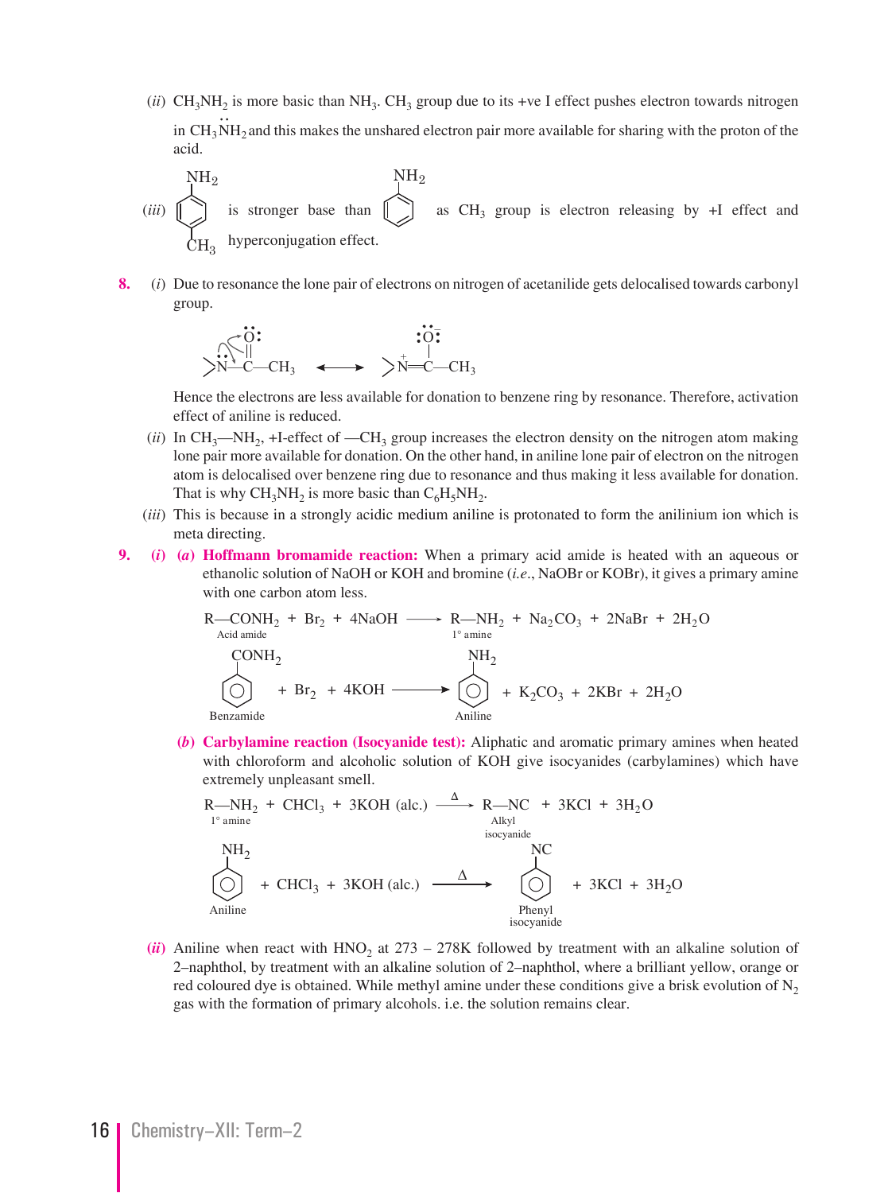(*ii*) $CH_3NH_2$ is more basic than $NH_3$. $CH_3$ group due to its +ve I effect pushes electron towards nitrogen in $CH_3\ddot{N}H_2$ and this makes the unshared electron pair more available for sharing with the proton of the acid.

(*iii*) p-Toluidine (benzene ring with $NH_2$ and $CH_3$) is stronger base than aniline (benzene ring with $NH_2$) as $CH_3$ group is electron releasing by +I effect and hyperconjugation effect.

**8.** (*i*) Due to resonance the lone pair of electrons on nitrogen of acetanilide gets delocalised towards carbonyl group.

$$>\ddot{N}-\overset{\overset{\ddot{O}:}{\|}}{C}-CH_3 \longleftrightarrow >\overset{+}{N}=\overset{\overset{:\ddot{O}:^-}{|}}{C}-CH_3$$

Hence the electrons are less available for donation to benzene ring by resonance. Therefore, activation effect of aniline is reduced.

(*ii*) In $CH_3$—$NH_2$, +I-effect of —$CH_3$ group increases the electron density on the nitrogen atom making lone pair more available for donation. On the other hand, in aniline lone pair of electron on the nitrogen atom is delocalised over benzene ring due to resonance and thus making it less available for donation. That is why $CH_3NH_2$ is more basic than $C_6H_5NH_2$.

(*iii*) This is because in a strongly acidic medium aniline is protonated to form the anilinium ion which is meta directing.

**9.** (*i*) (*a*) **Hoffmann bromamide reaction:** When a primary acid amide is heated with an aqueous or ethanolic solution of NaOH or KOH and bromine (*i.e.*, NaOBr or KOBr), it gives a primary amine with one carbon atom less.

$$\underset{\text{Acid amide}}{R-CONH_2} + Br_2 + 4NaOH \longrightarrow \underset{1^\circ \text{ amine}}{R-NH_2} + Na_2CO_3 + 2NaBr + 2H_2O$$

$$\underset{\text{Benzamide}}{C_6H_5CONH_2} + Br_2 + 4KOH \longrightarrow \underset{\text{Aniline}}{C_6H_5NH_2} + K_2CO_3 + 2KBr + 2H_2O$$

(*b*) **Carbylamine reaction (Isocyanide test):** Aliphatic and aromatic primary amines when heated with chloroform and alcoholic solution of KOH give isocyanides (carbylamines) which have extremely unpleasant smell.

$$\underset{1^\circ \text{ amine}}{R-NH_2} + CHCl_3 + 3KOH\ (\text{alc.}) \xrightarrow{\Delta} \underset{\text{Alkyl isocyanide}}{R-NC} + 3KCl + 3H_2O$$

$$\underset{\text{Aniline}}{C_6H_5NH_2} + CHCl_3 + 3KOH\ (\text{alc.}) \xrightarrow{\Delta} \underset{\text{Phenyl isocyanide}}{C_6H_5NC} + 3KCl + 3H_2O$$

(*ii*) Aniline when react with $HNO_2$ at 273 – 278K followed by treatment with an alkaline solution of 2–naphthol, by treatment with an alkaline solution of 2–naphthol, where a brilliant yellow, orange or red coloured dye is obtained. While methyl amine under these conditions give a brisk evolution of $N_2$ gas with the formation of primary alcohols. i.e. the solution remains clear.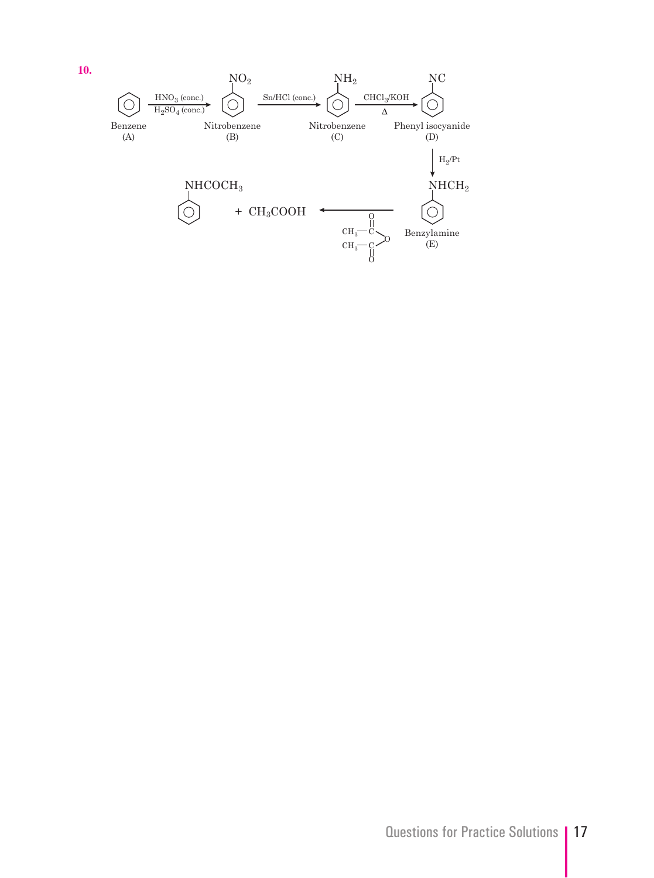**10.**

Benzene (A) $\xrightarrow[H_2SO_4 \text{ (conc.)}]{HNO_3 \text{ (conc.)}}$ Nitrobenzene (B) ($C_6H_5NO_2$) $\xrightarrow{Sn/HCl \text{ (conc.)}}$ Nitrobenzene (C) ($C_6H_5NH_2$) $\xrightarrow[\Delta]{CHCl_3/KOH}$ Phenyl isocyanide (D) ($C_6H_5NC$)

Phenyl isocyanide (D) $\xrightarrow{H_2/Pt}$ Benzylamine (E) ($C_6H_5NHCH_2$)

Benzylamine (E) $\xrightarrow{(CH_3CO)_2O}$ $C_6H_5NHCOCH_3$ + $CH_3COOH$